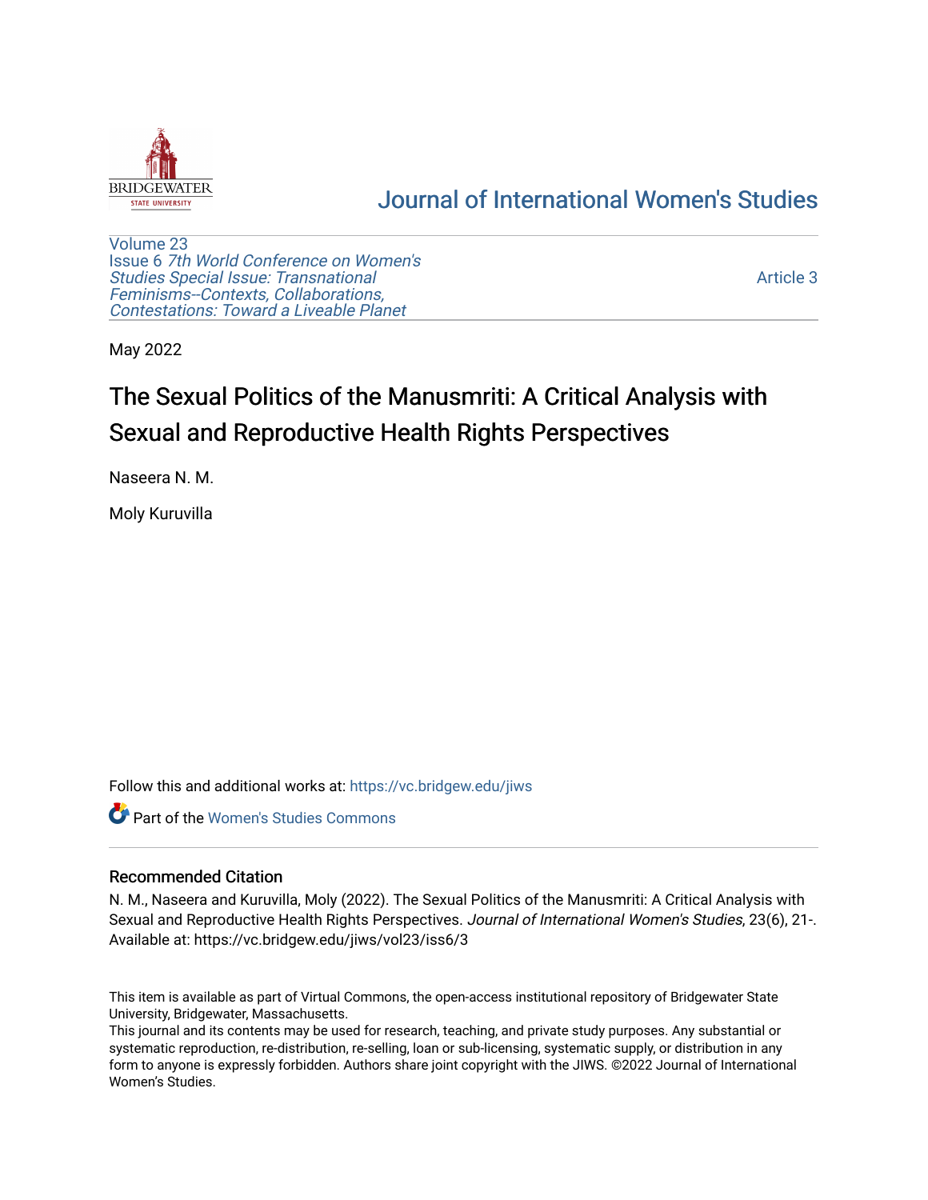Journal of International Women's Studies

Volume 23
Issue 6 *7th World Conference on Women's Studies Special Issue: Transnational Feminisms--Contexts, Collaborations, Contestations: Toward a Liveable Planet*

Article 3

May 2022

# The Sexual Politics of the Manusmriti: A Critical Analysis with Sexual and Reproductive Health Rights Perspectives

Naseera N. M.

Moly Kuruvilla

Follow this and additional works at: https://vc.bridgew.edu/jiws

Part of the Women's Studies Commons

## Recommended Citation

N. M., Naseera and Kuruvilla, Moly (2022). The Sexual Politics of the Manusmriti: A Critical Analysis with Sexual and Reproductive Health Rights Perspectives. *Journal of International Women's Studies*, 23(6), 21-.
Available at: https://vc.bridgew.edu/jiws/vol23/iss6/3

This item is available as part of Virtual Commons, the open-access institutional repository of Bridgewater State University, Bridgewater, Massachusetts.
This journal and its contents may be used for research, teaching, and private study purposes. Any substantial or systematic reproduction, re-distribution, re-selling, loan or sub-licensing, systematic supply, or distribution in any form to anyone is expressly forbidden. Authors share joint copyright with the JIWS. ©2022 Journal of International Women's Studies.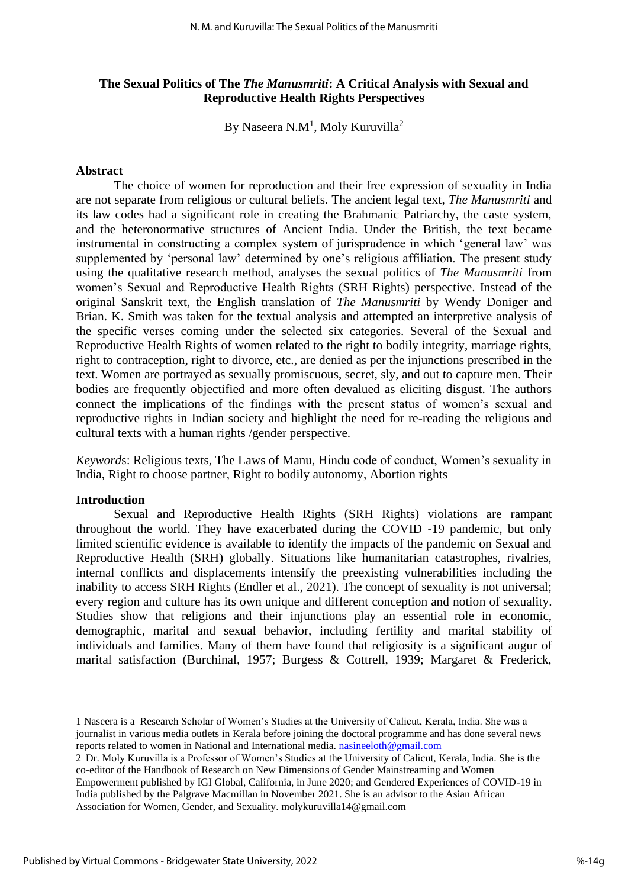## The Sexual Politics of The *The Manusmriti*: A Critical Analysis with Sexual and Reproductive Health Rights Perspectives

By Naseera N.M[1], Moly Kuruvilla[2]

### Abstract

The choice of women for reproduction and their free expression of sexuality in India are not separate from religious or cultural beliefs. The ancient legal text, *The Manusmriti* and its law codes had a significant role in creating the Brahmanic Patriarchy, the caste system, and the heteronormative structures of Ancient India. Under the British, the text became instrumental in constructing a complex system of jurisprudence in which 'general law' was supplemented by 'personal law' determined by one's religious affiliation. The present study using the qualitative research method, analyses the sexual politics of *The Manusmriti* from women's Sexual and Reproductive Health Rights (SRH Rights) perspective. Instead of the original Sanskrit text, the English translation of *The Manusmriti* by Wendy Doniger and Brian. K. Smith was taken for the textual analysis and attempted an interpretive analysis of the specific verses coming under the selected six categories. Several of the Sexual and Reproductive Health Rights of women related to the right to bodily integrity, marriage rights, right to contraception, right to divorce, etc., are denied as per the injunctions prescribed in the text. Women are portrayed as sexually promiscuous, secret, sly, and out to capture men. Their bodies are frequently objectified and more often devalued as eliciting disgust. The authors connect the implications of the findings with the present status of women's sexual and reproductive rights in Indian society and highlight the need for re-reading the religious and cultural texts with a human rights /gender perspective.

*Keywords*: Religious texts, The Laws of Manu, Hindu code of conduct, Women's sexuality in India, Right to choose partner, Right to bodily autonomy, Abortion rights

### Introduction

Sexual and Reproductive Health Rights (SRH Rights) violations are rampant throughout the world. They have exacerbated during the COVID -19 pandemic, but only limited scientific evidence is available to identify the impacts of the pandemic on Sexual and Reproductive Health (SRH) globally. Situations like humanitarian catastrophes, rivalries, internal conflicts and displacements intensify the preexisting vulnerabilities including the inability to access SRH Rights (Endler et al., 2021). The concept of sexuality is not universal; every region and culture has its own unique and different conception and notion of sexuality. Studies show that religions and their injunctions play an essential role in economic, demographic, marital and sexual behavior, including fertility and marital stability of individuals and families. Many of them have found that religiosity is a significant augur of marital satisfaction (Burchinal, 1957; Burgess & Cottrell, 1939; Margaret & Frederick,

---

1 Naseera is a Research Scholar of Women's Studies at the University of Calicut, Kerala, India. She was a journalist in various media outlets in Kerala before joining the doctoral programme and has done several news reports related to women in National and International media. nasineeloth@gmail.com

2 Dr. Moly Kuruvilla is a Professor of Women's Studies at the University of Calicut, Kerala, India. She is the co-editor of the Handbook of Research on New Dimensions of Gender Mainstreaming and Women Empowerment published by IGI Global, California, in June 2020; and Gendered Experiences of COVID-19 in India published by the Palgrave Macmillan in November 2021. She is an advisor to the Asian African Association for Women, Gender, and Sexuality. molykuruvilla14@gmail.com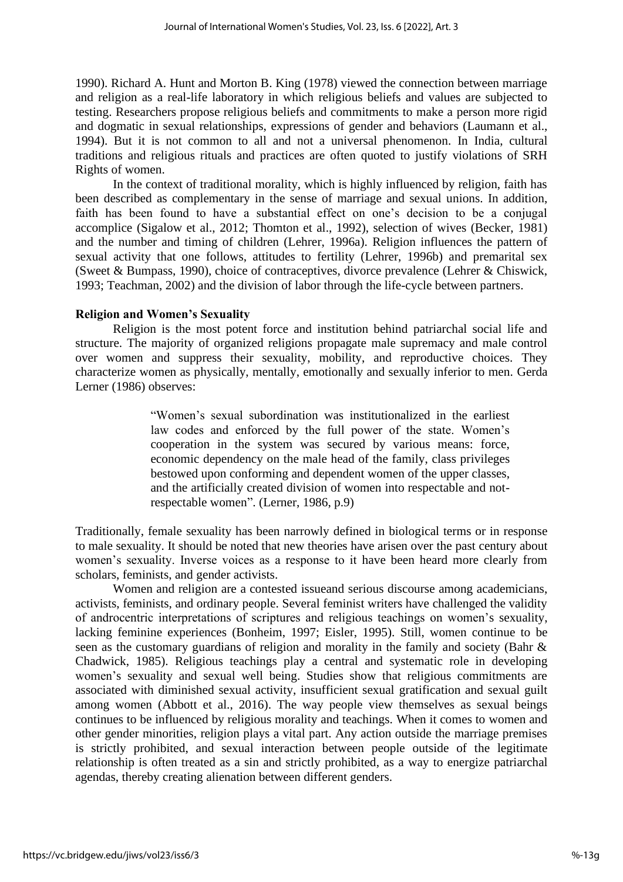1990). Richard A. Hunt and Morton B. King (1978) viewed the connection between marriage and religion as a real-life laboratory in which religious beliefs and values are subjected to testing. Researchers propose religious beliefs and commitments to make a person more rigid and dogmatic in sexual relationships, expressions of gender and behaviors (Laumann et al., 1994). But it is not common to all and not a universal phenomenon. In India, cultural traditions and religious rituals and practices are often quoted to justify violations of SRH Rights of women.

In the context of traditional morality, which is highly influenced by religion, faith has been described as complementary in the sense of marriage and sexual unions. In addition, faith has been found to have a substantial effect on one's decision to be a conjugal accomplice (Sigalow et al., 2012; Thomton et al., 1992), selection of wives (Becker, 1981) and the number and timing of children (Lehrer, 1996a). Religion influences the pattern of sexual activity that one follows, attitudes to fertility (Lehrer, 1996b) and premarital sex (Sweet & Bumpass, 1990), choice of contraceptives, divorce prevalence (Lehrer & Chiswick, 1993; Teachman, 2002) and the division of labor through the life-cycle between partners.

### Religion and Women's Sexuality

Religion is the most potent force and institution behind patriarchal social life and structure. The majority of organized religions propagate male supremacy and male control over women and suppress their sexuality, mobility, and reproductive choices. They characterize women as physically, mentally, emotionally and sexually inferior to men. Gerda Lerner (1986) observes:

> "Women's sexual subordination was institutionalized in the earliest law codes and enforced by the full power of the state. Women's cooperation in the system was secured by various means: force, economic dependency on the male head of the family, class privileges bestowed upon conforming and dependent women of the upper classes, and the artificially created division of women into respectable and not-respectable women". (Lerner, 1986, p.9)

Traditionally, female sexuality has been narrowly defined in biological terms or in response to male sexuality. It should be noted that new theories have arisen over the past century about women's sexuality. Inverse voices as a response to it have been heard more clearly from scholars, feminists, and gender activists.

Women and religion are a contested issueand serious discourse among academicians, activists, feminists, and ordinary people. Several feminist writers have challenged the validity of androcentric interpretations of scriptures and religious teachings on women's sexuality, lacking feminine experiences (Bonheim, 1997; Eisler, 1995). Still, women continue to be seen as the customary guardians of religion and morality in the family and society (Bahr & Chadwick, 1985). Religious teachings play a central and systematic role in developing women's sexuality and sexual well being. Studies show that religious commitments are associated with diminished sexual activity, insufficient sexual gratification and sexual guilt among women (Abbott et al., 2016). The way people view themselves as sexual beings continues to be influenced by religious morality and teachings. When it comes to women and other gender minorities, religion plays a vital part. Any action outside the marriage premises is strictly prohibited, and sexual interaction between people outside of the legitimate relationship is often treated as a sin and strictly prohibited, as a way to energize patriarchal agendas, thereby creating alienation between different genders.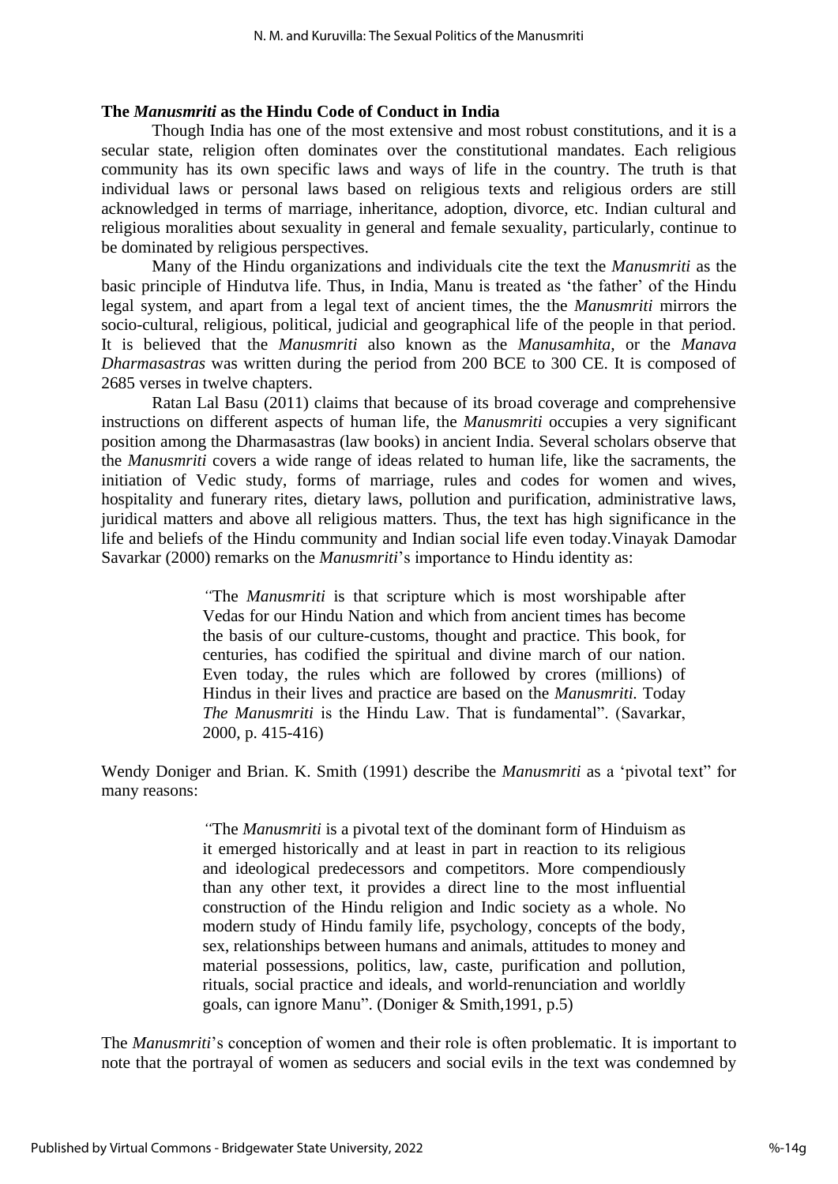**The *Manusmriti* as the Hindu Code of Conduct in India**

Though India has one of the most extensive and most robust constitutions, and it is a secular state, religion often dominates over the constitutional mandates. Each religious community has its own specific laws and ways of life in the country. The truth is that individual laws or personal laws based on religious texts and religious orders are still acknowledged in terms of marriage, inheritance, adoption, divorce, etc. Indian cultural and religious moralities about sexuality in general and female sexuality, particularly, continue to be dominated by religious perspectives.

Many of the Hindu organizations and individuals cite the text the *Manusmriti* as the basic principle of Hindutva life. Thus, in India, Manu is treated as 'the father' of the Hindu legal system, and apart from a legal text of ancient times, the the *Manusmriti* mirrors the socio-cultural, religious, political, judicial and geographical life of the people in that period. It is believed that the *Manusmriti* also known as the *Manusamhita*, or the *Manava Dharmasastras* was written during the period from 200 BCE to 300 CE. It is composed of 2685 verses in twelve chapters.

Ratan Lal Basu (2011) claims that because of its broad coverage and comprehensive instructions on different aspects of human life, the *Manusmriti* occupies a very significant position among the Dharmasastras (law books) in ancient India. Several scholars observe that the *Manusmriti* covers a wide range of ideas related to human life, like the sacraments, the initiation of Vedic study, forms of marriage, rules and codes for women and wives, hospitality and funerary rites, dietary laws, pollution and purification, administrative laws, juridical matters and above all religious matters. Thus, the text has high significance in the life and beliefs of the Hindu community and Indian social life even today.Vinayak Damodar Savarkar (2000) remarks on the *Manusmriti*'s importance to Hindu identity as:

> "The *Manusmriti* is that scripture which is most worshipable after Vedas for our Hindu Nation and which from ancient times has become the basis of our culture-customs, thought and practice. This book, for centuries, has codified the spiritual and divine march of our nation. Even today, the rules which are followed by crores (millions) of Hindus in their lives and practice are based on the *Manusmriti*. Today *The Manusmriti* is the Hindu Law. That is fundamental". (Savarkar, 2000, p. 415-416)

Wendy Doniger and Brian. K. Smith (1991) describe the *Manusmriti* as a 'pivotal text" for many reasons:

> "The *Manusmriti* is a pivotal text of the dominant form of Hinduism as it emerged historically and at least in part in reaction to its religious and ideological predecessors and competitors. More compendiously than any other text, it provides a direct line to the most influential construction of the Hindu religion and Indic society as a whole. No modern study of Hindu family life, psychology, concepts of the body, sex, relationships between humans and animals, attitudes to money and material possessions, politics, law, caste, purification and pollution, rituals, social practice and ideals, and world-renunciation and worldly goals, can ignore Manu". (Doniger & Smith,1991, p.5)

The *Manusmriti*'s conception of women and their role is often problematic. It is important to note that the portrayal of women as seducers and social evils in the text was condemned by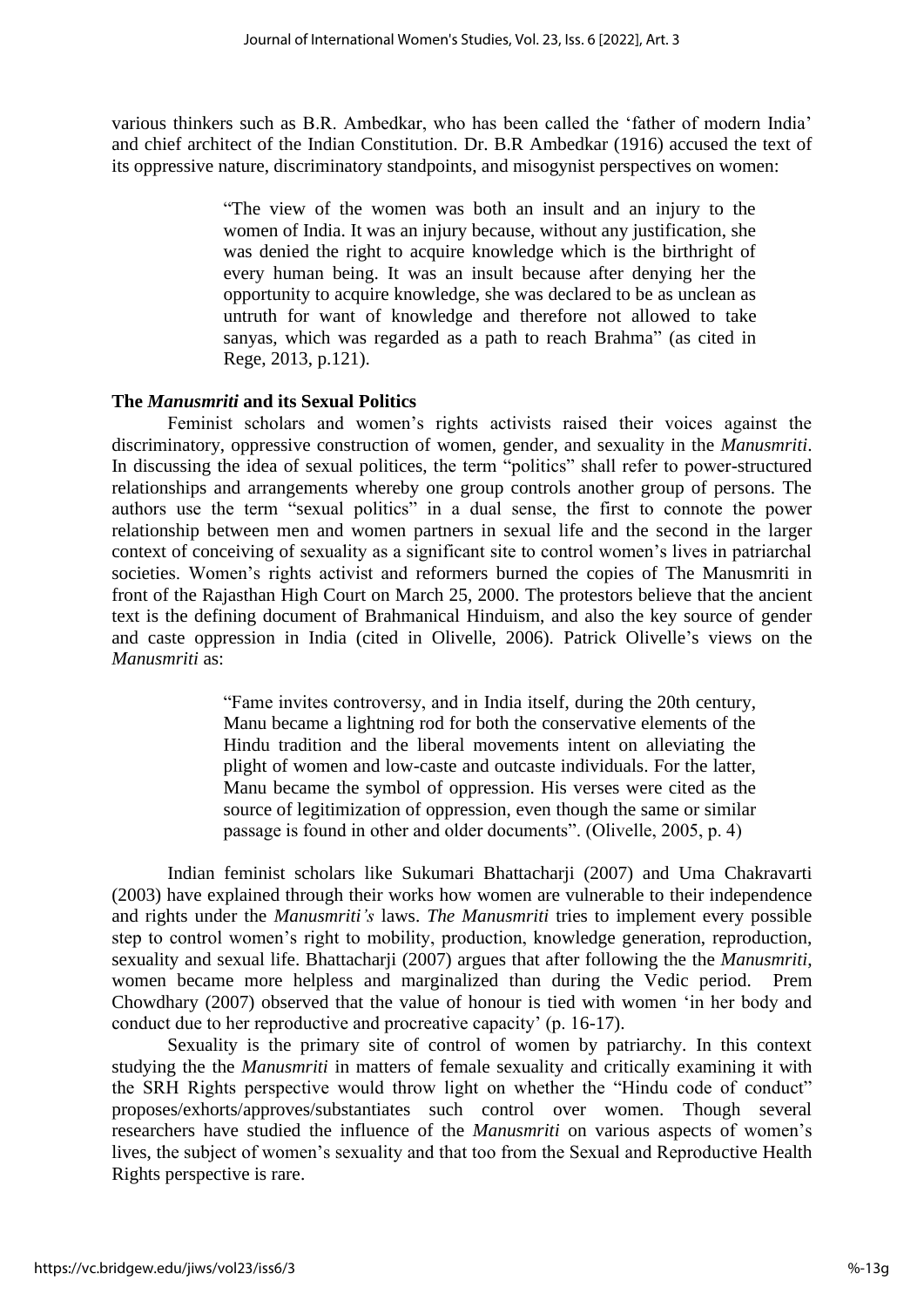various thinkers such as B.R. Ambedkar, who has been called the 'father of modern India' and chief architect of the Indian Constitution. Dr. B.R Ambedkar (1916) accused the text of its oppressive nature, discriminatory standpoints, and misogynist perspectives on women:

> "The view of the women was both an insult and an injury to the women of India. It was an injury because, without any justification, she was denied the right to acquire knowledge which is the birthright of every human being. It was an insult because after denying her the opportunity to acquire knowledge, she was declared to be as unclean as untruth for want of knowledge and therefore not allowed to take sanyas, which was regarded as a path to reach Brahma" (as cited in Rege, 2013, p.121).

### The *Manusmriti* and its Sexual Politics

Feminist scholars and women's rights activists raised their voices against the discriminatory, oppressive construction of women, gender, and sexuality in the *Manusmriti*. In discussing the idea of sexual politices, the term "politics" shall refer to power-structured relationships and arrangements whereby one group controls another group of persons. The authors use the term "sexual politics" in a dual sense, the first to connote the power relationship between men and women partners in sexual life and the second in the larger context of conceiving of sexuality as a significant site to control women's lives in patriarchal societies. Women's rights activist and reformers burned the copies of The Manusmriti in front of the Rajasthan High Court on March 25, 2000. The protestors believe that the ancient text is the defining document of Brahmanical Hinduism, and also the key source of gender and caste oppression in India (cited in Olivelle, 2006). Patrick Olivelle's views on the *Manusmriti* as:

> "Fame invites controversy, and in India itself, during the 20th century, Manu became a lightning rod for both the conservative elements of the Hindu tradition and the liberal movements intent on alleviating the plight of women and low-caste and outcaste individuals. For the latter, Manu became the symbol of oppression. His verses were cited as the source of legitimization of oppression, even though the same or similar passage is found in other and older documents". (Olivelle, 2005, p. 4)

Indian feminist scholars like Sukumari Bhattacharji (2007) and Uma Chakravarti (2003) have explained through their works how women are vulnerable to their independence and rights under the *Manusmriti's* laws. *The Manusmriti* tries to implement every possible step to control women's right to mobility, production, knowledge generation, reproduction, sexuality and sexual life. Bhattacharji (2007) argues that after following the the *Manusmriti*, women became more helpless and marginalized than during the Vedic period. Prem Chowdhary (2007) observed that the value of honour is tied with women 'in her body and conduct due to her reproductive and procreative capacity' (p. 16-17).

Sexuality is the primary site of control of women by patriarchy. In this context studying the the *Manusmriti* in matters of female sexuality and critically examining it with the SRH Rights perspective would throw light on whether the "Hindu code of conduct" proposes/exhorts/approves/substantiates such control over women. Though several researchers have studied the influence of the *Manusmriti* on various aspects of women's lives, the subject of women's sexuality and that too from the Sexual and Reproductive Health Rights perspective is rare.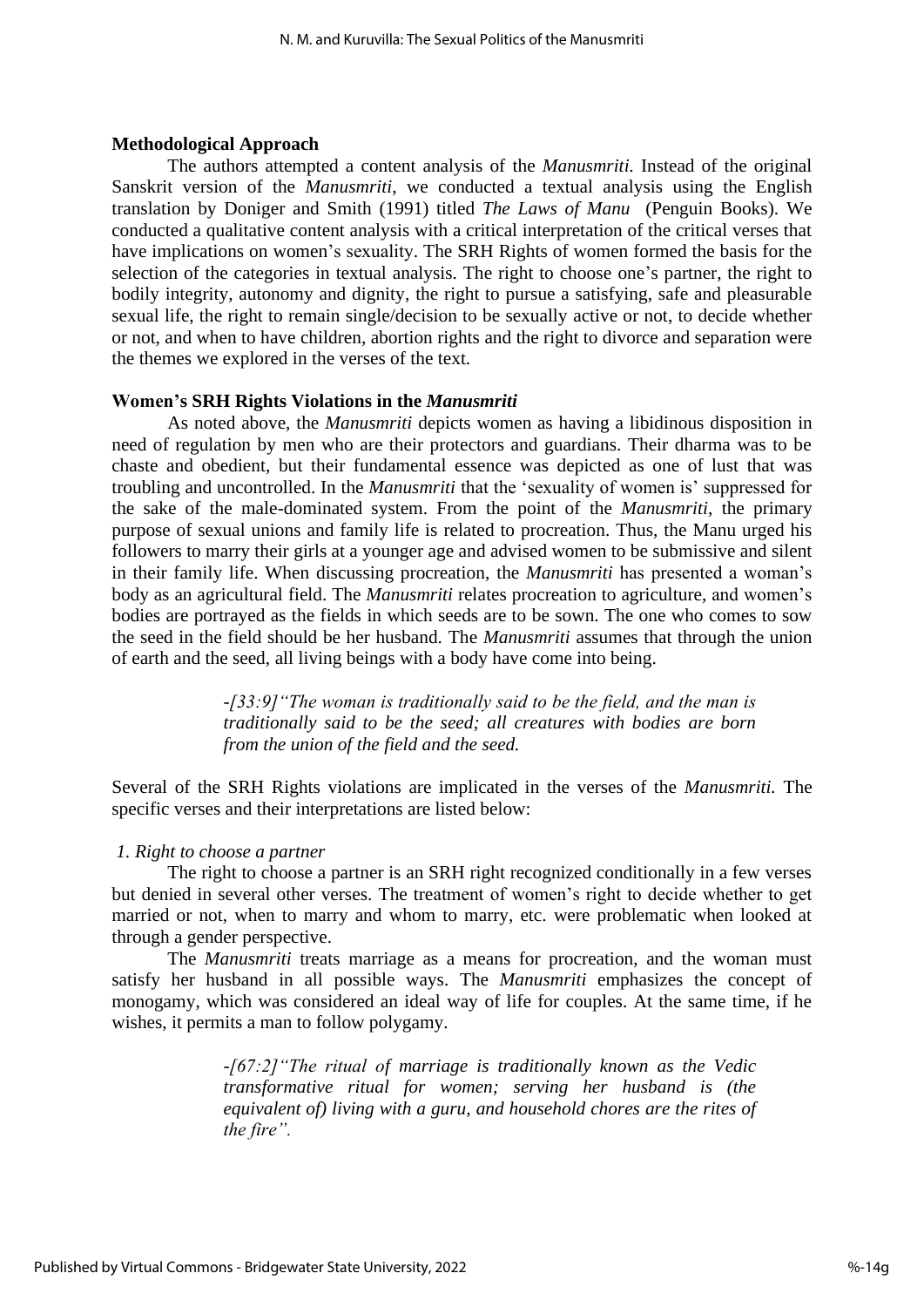**Methodological Approach**

The authors attempted a content analysis of the *Manusmriti.* Instead of the original Sanskrit version of the *Manusmriti*, we conducted a textual analysis using the English translation by Doniger and Smith (1991) titled *The Laws of Manu* (Penguin Books). We conducted a qualitative content analysis with a critical interpretation of the critical verses that have implications on women's sexuality. The SRH Rights of women formed the basis for the selection of the categories in textual analysis. The right to choose one's partner, the right to bodily integrity, autonomy and dignity, the right to pursue a satisfying, safe and pleasurable sexual life, the right to remain single/decision to be sexually active or not, to decide whether or not, and when to have children, abortion rights and the right to divorce and separation were the themes we explored in the verses of the text.

**Women's SRH Rights Violations in the *Manusmriti***

As noted above, the *Manusmriti* depicts women as having a libidinous disposition in need of regulation by men who are their protectors and guardians. Their dharma was to be chaste and obedient, but their fundamental essence was depicted as one of lust that was troubling and uncontrolled. In the *Manusmriti* that the 'sexuality of women is' suppressed for the sake of the male-dominated system. From the point of the *Manusmriti*, the primary purpose of sexual unions and family life is related to procreation. Thus, the Manu urged his followers to marry their girls at a younger age and advised women to be submissive and silent in their family life. When discussing procreation, the *Manusmriti* has presented a woman's body as an agricultural field. The *Manusmriti* relates procreation to agriculture, and women's bodies are portrayed as the fields in which seeds are to be sown. The one who comes to sow the seed in the field should be her husband. The *Manusmriti* assumes that through the union of earth and the seed, all living beings with a body have come into being.

> *-[33:9]"The woman is traditionally said to be the field, and the man is traditionally said to be the seed; all creatures with bodies are born from the union of the field and the seed.*

Several of the SRH Rights violations are implicated in the verses of the *Manusmriti.* The specific verses and their interpretations are listed below:

*1. Right to choose a partner*

The right to choose a partner is an SRH right recognized conditionally in a few verses but denied in several other verses. The treatment of women's right to decide whether to get married or not, when to marry and whom to marry, etc. were problematic when looked at through a gender perspective.

The *Manusmriti* treats marriage as a means for procreation, and the woman must satisfy her husband in all possible ways. The *Manusmriti* emphasizes the concept of monogamy, which was considered an ideal way of life for couples. At the same time, if he wishes, it permits a man to follow polygamy.

> *-[67:2]"The ritual of marriage is traditionally known as the Vedic transformative ritual for women; serving her husband is (the equivalent of) living with a guru, and household chores are the rites of the fire".*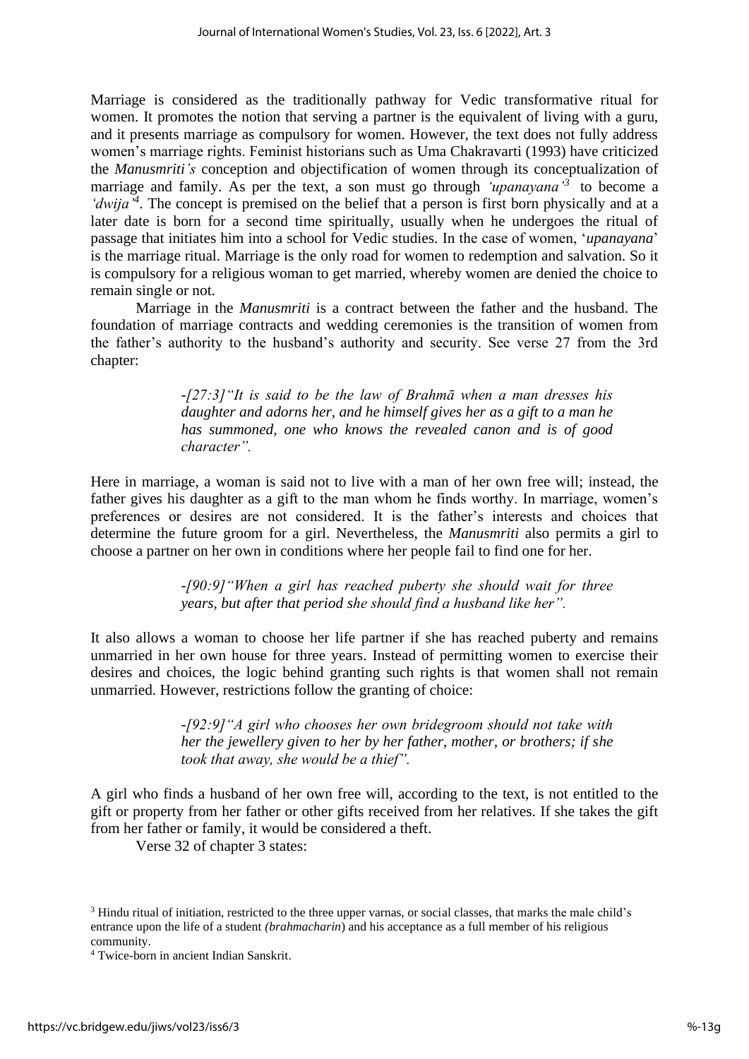Marriage is considered as the traditionally pathway for Vedic transformative ritual for women. It promotes the notion that serving a partner is the equivalent of living with a guru, and it presents marriage as compulsory for women. However, the text does not fully address women's marriage rights. Feminist historians such as Uma Chakravarti (1993) have criticized the *Manusmriti's* conception and objectification of women through its conceptualization of marriage and family. As per the text, a son must go through *'upanayana'*[3] to become a *'dwija'*[4]. The concept is premised on the belief that a person is first born physically and at a later date is born for a second time spiritually, usually when he undergoes the ritual of passage that initiates him into a school for Vedic studies. In the case of women, '*upanayana*' is the marriage ritual. Marriage is the only road for women to redemption and salvation. So it is compulsory for a religious woman to get married, whereby women are denied the choice to remain single or not.

Marriage in the *Manusmriti* is a contract between the father and the husband. The foundation of marriage contracts and wedding ceremonies is the transition of women from the father's authority to the husband's authority and security. See verse 27 from the 3rd chapter:

> *-[27:3]"It is said to be the law of Brahmā when a man dresses his daughter and adorns her, and he himself gives her as a gift to a man he has summoned, one who knows the revealed canon and is of good character".*

Here in marriage, a woman is said not to live with a man of her own free will; instead, the father gives his daughter as a gift to the man whom he finds worthy. In marriage, women's preferences or desires are not considered. It is the father's interests and choices that determine the future groom for a girl. Nevertheless, the *Manusmriti* also permits a girl to choose a partner on her own in conditions where her people fail to find one for her.

> *-[90:9]"When a girl has reached puberty she should wait for three years, but after that period she should find a husband like her".*

It also allows a woman to choose her life partner if she has reached puberty and remains unmarried in her own house for three years. Instead of permitting women to exercise their desires and choices, the logic behind granting such rights is that women shall not remain unmarried. However, restrictions follow the granting of choice:

> *-[92:9]"A girl who chooses her own bridegroom should not take with her the jewellery given to her by her father, mother, or brothers; if she took that away, she would be a thief".*

A girl who finds a husband of her own free will, according to the text, is not entitled to the gift or property from her father or other gifts received from her relatives. If she takes the gift from her father or family, it would be considered a theft.

Verse 32 of chapter 3 states:

[3] Hindu ritual of initiation, restricted to the three upper varnas, or social classes, that marks the male child's entrance upon the life of a student *(brahmacharin)* and his acceptance as a full member of his religious community.

[4] Twice-born in ancient Indian Sanskrit.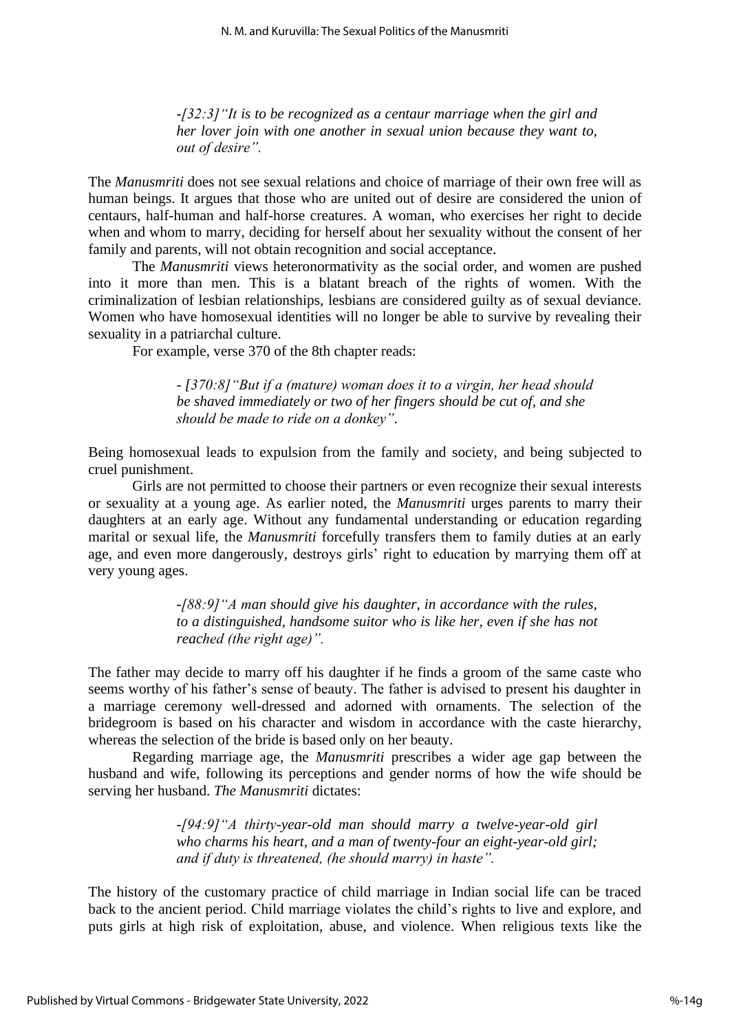*-[32:3]"It is to be recognized as a centaur marriage when the girl and her lover join with one another in sexual union because they want to, out of desire".*

The *Manusmriti* does not see sexual relations and choice of marriage of their own free will as human beings. It argues that those who are united out of desire are considered the union of centaurs, half-human and half-horse creatures. A woman, who exercises her right to decide when and whom to marry, deciding for herself about her sexuality without the consent of her family and parents, will not obtain recognition and social acceptance.

The *Manusmriti* views heteronormativity as the social order, and women are pushed into it more than men. This is a blatant breach of the rights of women. With the criminalization of lesbian relationships, lesbians are considered guilty as of sexual deviance. Women who have homosexual identities will no longer be able to survive by revealing their sexuality in a patriarchal culture.

For example, verse 370 of the 8th chapter reads:

*- [370:8]"But if a (mature) woman does it to a virgin, her head should be shaved immediately or two of her fingers should be cut of, and she should be made to ride on a donkey".*

Being homosexual leads to expulsion from the family and society, and being subjected to cruel punishment.

Girls are not permitted to choose their partners or even recognize their sexual interests or sexuality at a young age. As earlier noted, the *Manusmriti* urges parents to marry their daughters at an early age. Without any fundamental understanding or education regarding marital or sexual life, the *Manusmriti* forcefully transfers them to family duties at an early age, and even more dangerously, destroys girls' right to education by marrying them off at very young ages.

*-[88:9]"A man should give his daughter, in accordance with the rules, to a distinguished, handsome suitor who is like her, even if she has not reached (the right age)".*

The father may decide to marry off his daughter if he finds a groom of the same caste who seems worthy of his father's sense of beauty. The father is advised to present his daughter in a marriage ceremony well-dressed and adorned with ornaments. The selection of the bridegroom is based on his character and wisdom in accordance with the caste hierarchy, whereas the selection of the bride is based only on her beauty.

Regarding marriage age, the *Manusmriti* prescribes a wider age gap between the husband and wife, following its perceptions and gender norms of how the wife should be serving her husband. *The Manusmriti* dictates:

*-[94:9]"A thirty-year-old man should marry a twelve-year-old girl who charms his heart, and a man of twenty-four an eight-year-old girl; and if duty is threatened, (he should marry) in haste".*

The history of the customary practice of child marriage in Indian social life can be traced back to the ancient period. Child marriage violates the child's rights to live and explore, and puts girls at high risk of exploitation, abuse, and violence. When religious texts like the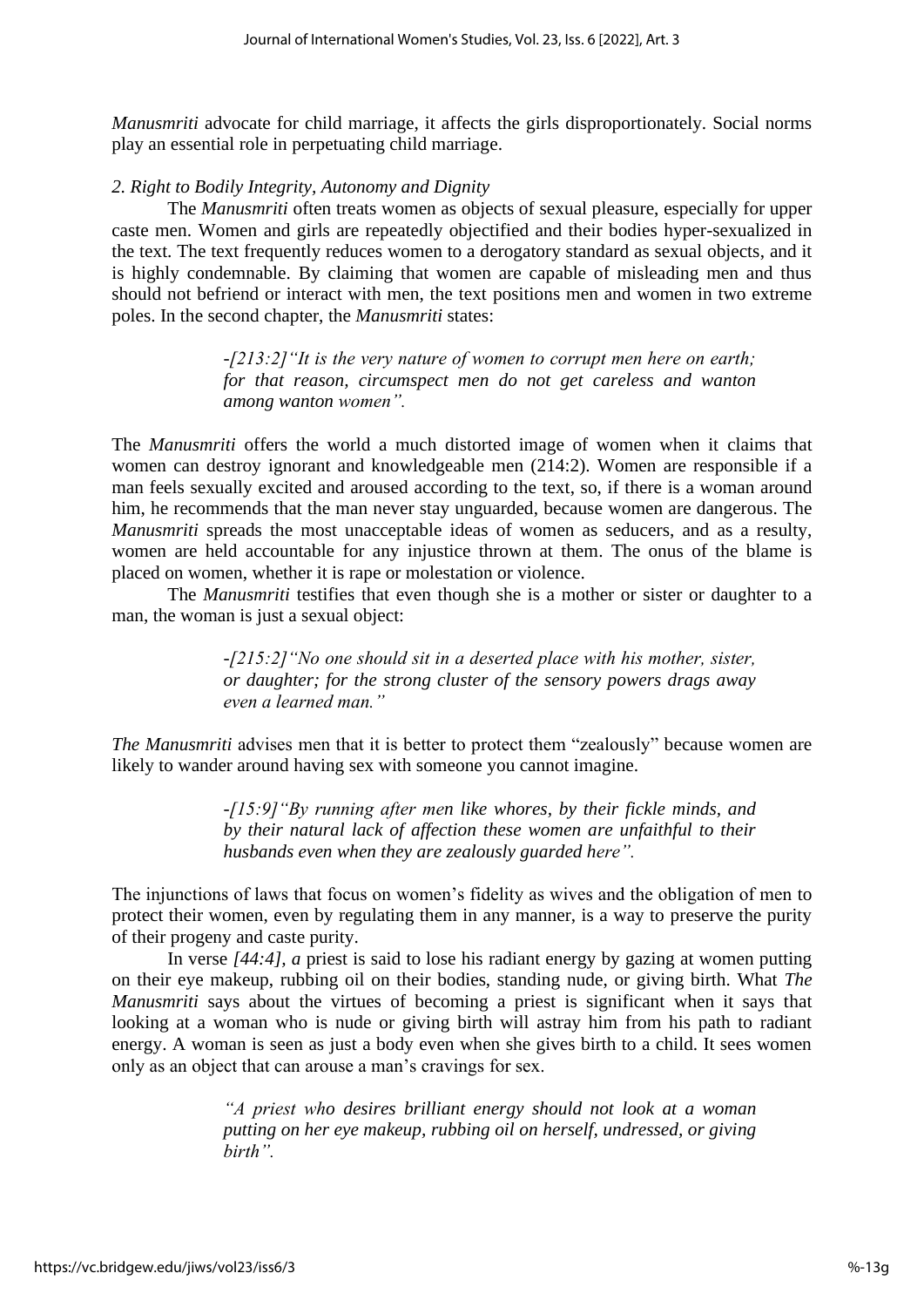*Manusmriti* advocate for child marriage, it affects the girls disproportionately. Social norms play an essential role in perpetuating child marriage.

*2. Right to Bodily Integrity, Autonomy and Dignity*

The *Manusmriti* often treats women as objects of sexual pleasure, especially for upper caste men. Women and girls are repeatedly objectified and their bodies hyper-sexualized in the text. The text frequently reduces women to a derogatory standard as sexual objects, and it is highly condemnable. By claiming that women are capable of misleading men and thus should not befriend or interact with men, the text positions men and women in two extreme poles. In the second chapter, the *Manusmriti* states:

> *-[213:2]"It is the very nature of women to corrupt men here on earth; for that reason, circumspect men do not get careless and wanton among wanton women".*

The *Manusmriti* offers the world a much distorted image of women when it claims that women can destroy ignorant and knowledgeable men (214:2). Women are responsible if a man feels sexually excited and aroused according to the text, so, if there is a woman around him, he recommends that the man never stay unguarded, because women are dangerous. The *Manusmriti* spreads the most unacceptable ideas of women as seducers, and as a resulty, women are held accountable for any injustice thrown at them. The onus of the blame is placed on women, whether it is rape or molestation or violence.

The *Manusmriti* testifies that even though she is a mother or sister or daughter to a man, the woman is just a sexual object:

> *-[215:2]"No one should sit in a deserted place with his mother, sister, or daughter; for the strong cluster of the sensory powers drags away even a learned man."*

*The Manusmriti* advises men that it is better to protect them "zealously" because women are likely to wander around having sex with someone you cannot imagine.

> *-[15:9]"By running after men like whores, by their fickle minds, and by their natural lack of affection these women are unfaithful to their husbands even when they are zealously guarded here".*

The injunctions of laws that focus on women's fidelity as wives and the obligation of men to protect their women, even by regulating them in any manner, is a way to preserve the purity of their progeny and caste purity.

In verse *[44:4], a* priest is said to lose his radiant energy by gazing at women putting on their eye makeup, rubbing oil on their bodies, standing nude, or giving birth. What *The Manusmriti* says about the virtues of becoming a priest is significant when it says that looking at a woman who is nude or giving birth will astray him from his path to radiant energy. A woman is seen as just a body even when she gives birth to a child. It sees women only as an object that can arouse a man's cravings for sex.

> *"A priest who desires brilliant energy should not look at a woman putting on her eye makeup, rubbing oil on herself, undressed, or giving birth".*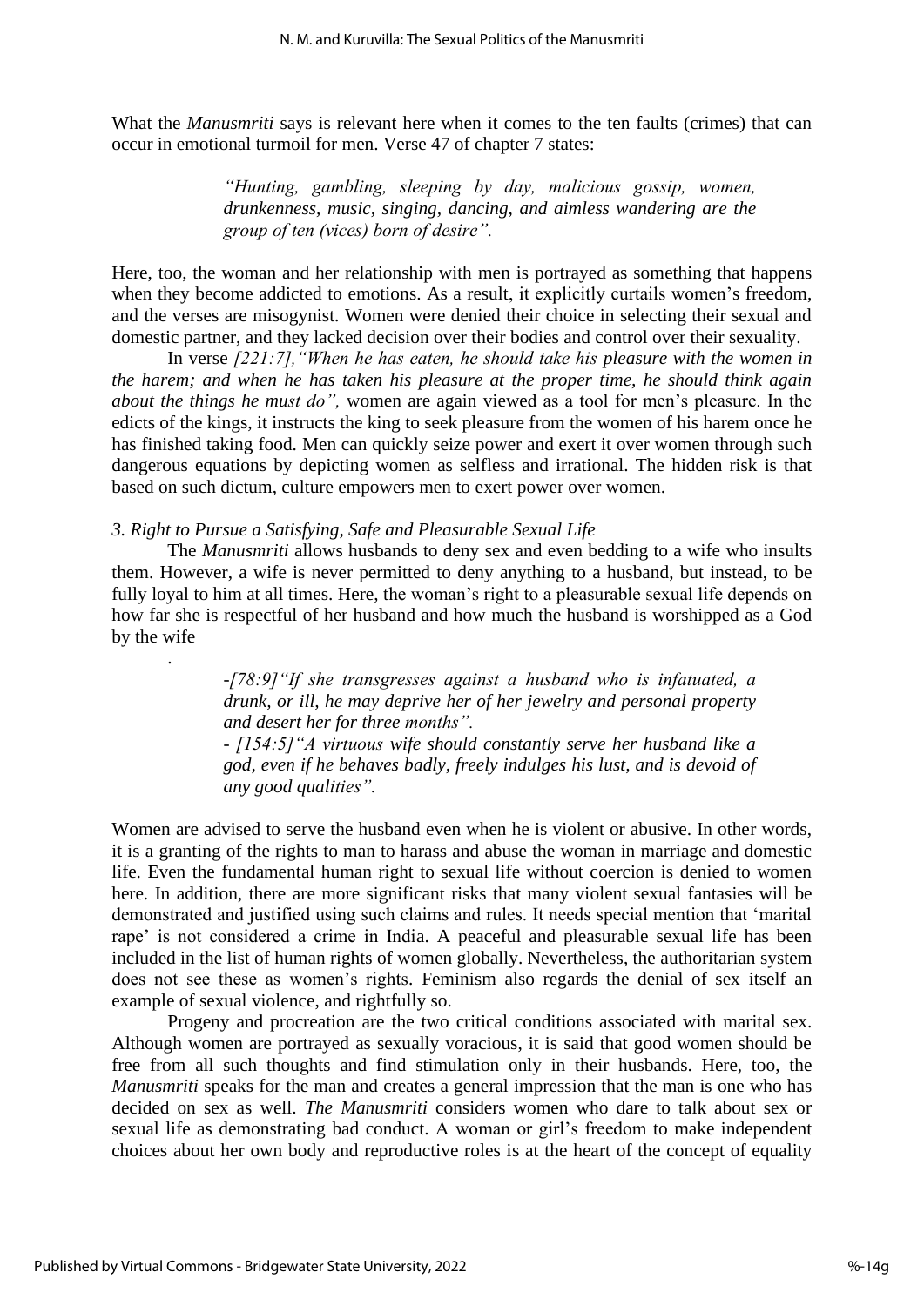What the *Manusmriti* says is relevant here when it comes to the ten faults (crimes) that can occur in emotional turmoil for men. Verse 47 of chapter 7 states:

> *"Hunting, gambling, sleeping by day, malicious gossip, women, drunkenness, music, singing, dancing, and aimless wandering are the group of ten (vices) born of desire".*

Here, too, the woman and her relationship with men is portrayed as something that happens when they become addicted to emotions. As a result, it explicitly curtails women's freedom, and the verses are misogynist. Women were denied their choice in selecting their sexual and domestic partner, and they lacked decision over their bodies and control over their sexuality.

In verse *[221:7],"When he has eaten, he should take his pleasure with the women in the harem; and when he has taken his pleasure at the proper time, he should think again about the things he must do",* women are again viewed as a tool for men's pleasure. In the edicts of the kings, it instructs the king to seek pleasure from the women of his harem once he has finished taking food. Men can quickly seize power and exert it over women through such dangerous equations by depicting women as selfless and irrational. The hidden risk is that based on such dictum, culture empowers men to exert power over women.

*3. Right to Pursue a Satisfying, Safe and Pleasurable Sexual Life*

The *Manusmriti* allows husbands to deny sex and even bedding to a wife who insults them. However, a wife is never permitted to deny anything to a husband, but instead, to be fully loyal to him at all times. Here, the woman's right to a pleasurable sexual life depends on how far she is respectful of her husband and how much the husband is worshipped as a God by the wife

.

> -*[78:9]"If she transgresses against a husband who is infatuated, a drunk, or ill, he may deprive her of her jewelry and personal property and desert her for three months".*
>
> - *[154:5]"A virtuous wife should constantly serve her husband like a god, even if he behaves badly, freely indulges his lust, and is devoid of any good qualities".*

Women are advised to serve the husband even when he is violent or abusive. In other words, it is a granting of the rights to man to harass and abuse the woman in marriage and domestic life. Even the fundamental human right to sexual life without coercion is denied to women here. In addition, there are more significant risks that many violent sexual fantasies will be demonstrated and justified using such claims and rules. It needs special mention that 'marital rape' is not considered a crime in India. A peaceful and pleasurable sexual life has been included in the list of human rights of women globally. Nevertheless, the authoritarian system does not see these as women's rights. Feminism also regards the denial of sex itself an example of sexual violence, and rightfully so.

Progeny and procreation are the two critical conditions associated with marital sex. Although women are portrayed as sexually voracious, it is said that good women should be free from all such thoughts and find stimulation only in their husbands. Here, too, the *Manusmriti* speaks for the man and creates a general impression that the man is one who has decided on sex as well. *The Manusmriti* considers women who dare to talk about sex or sexual life as demonstrating bad conduct. A woman or girl's freedom to make independent choices about her own body and reproductive roles is at the heart of the concept of equality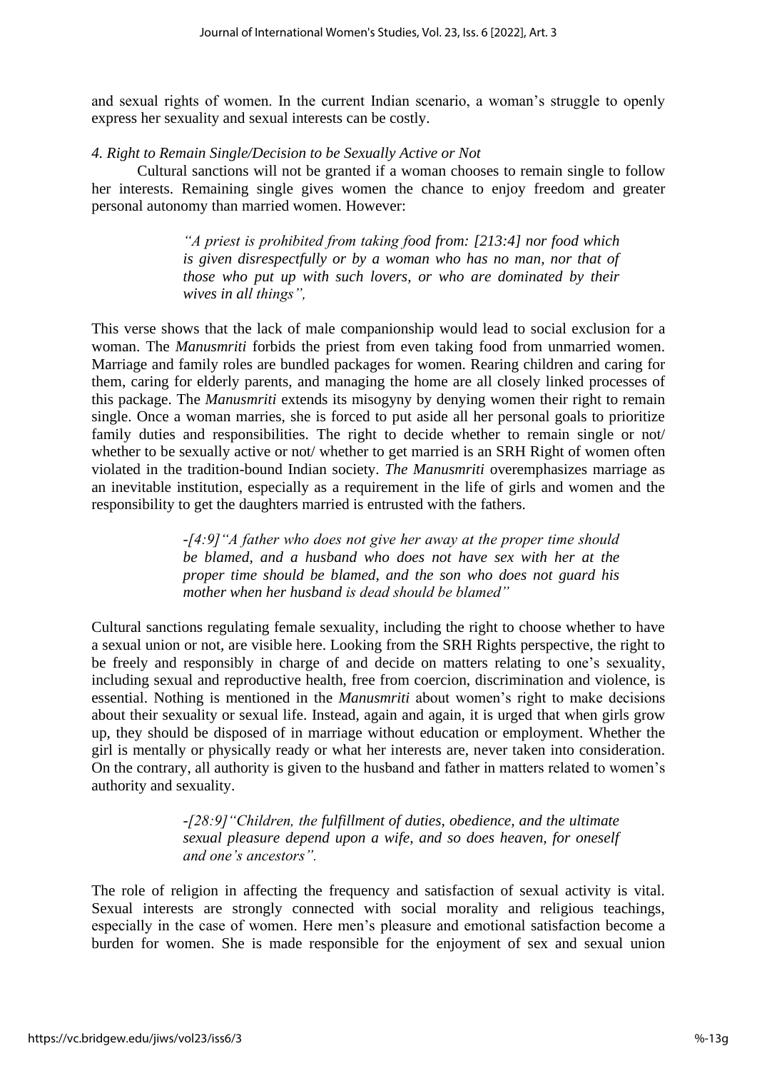and sexual rights of women. In the current Indian scenario, a woman's struggle to openly express her sexuality and sexual interests can be costly.

*4. Right to Remain Single/Decision to be Sexually Active or Not*

Cultural sanctions will not be granted if a woman chooses to remain single to follow her interests. Remaining single gives women the chance to enjoy freedom and greater personal autonomy than married women. However:

> *"A priest is prohibited from taking food from: [213:4] nor food which is given disrespectfully or by a woman who has no man, nor that of those who put up with such lovers, or who are dominated by their wives in all things",*

This verse shows that the lack of male companionship would lead to social exclusion for a woman. The *Manusmriti* forbids the priest from even taking food from unmarried women. Marriage and family roles are bundled packages for women. Rearing children and caring for them, caring for elderly parents, and managing the home are all closely linked processes of this package. The *Manusmriti* extends its misogyny by denying women their right to remain single. Once a woman marries, she is forced to put aside all her personal goals to prioritize family duties and responsibilities. The right to decide whether to remain single or not/ whether to be sexually active or not/ whether to get married is an SRH Right of women often violated in the tradition-bound Indian society. *The Manusmriti* overemphasizes marriage as an inevitable institution, especially as a requirement in the life of girls and women and the responsibility to get the daughters married is entrusted with the fathers.

> *-[4:9]"A father who does not give her away at the proper time should be blamed, and a husband who does not have sex with her at the proper time should be blamed, and the son who does not guard his mother when her husband is dead should be blamed"*

Cultural sanctions regulating female sexuality, including the right to choose whether to have a sexual union or not, are visible here. Looking from the SRH Rights perspective, the right to be freely and responsibly in charge of and decide on matters relating to one's sexuality, including sexual and reproductive health, free from coercion, discrimination and violence, is essential. Nothing is mentioned in the *Manusmriti* about women's right to make decisions about their sexuality or sexual life. Instead, again and again, it is urged that when girls grow up, they should be disposed of in marriage without education or employment. Whether the girl is mentally or physically ready or what her interests are, never taken into consideration. On the contrary, all authority is given to the husband and father in matters related to women's authority and sexuality.

> *-[28:9]"Children, the fulfillment of duties, obedience, and the ultimate sexual pleasure depend upon a wife, and so does heaven, for oneself and one's ancestors".*

The role of religion in affecting the frequency and satisfaction of sexual activity is vital. Sexual interests are strongly connected with social morality and religious teachings, especially in the case of women. Here men's pleasure and emotional satisfaction become a burden for women. She is made responsible for the enjoyment of sex and sexual union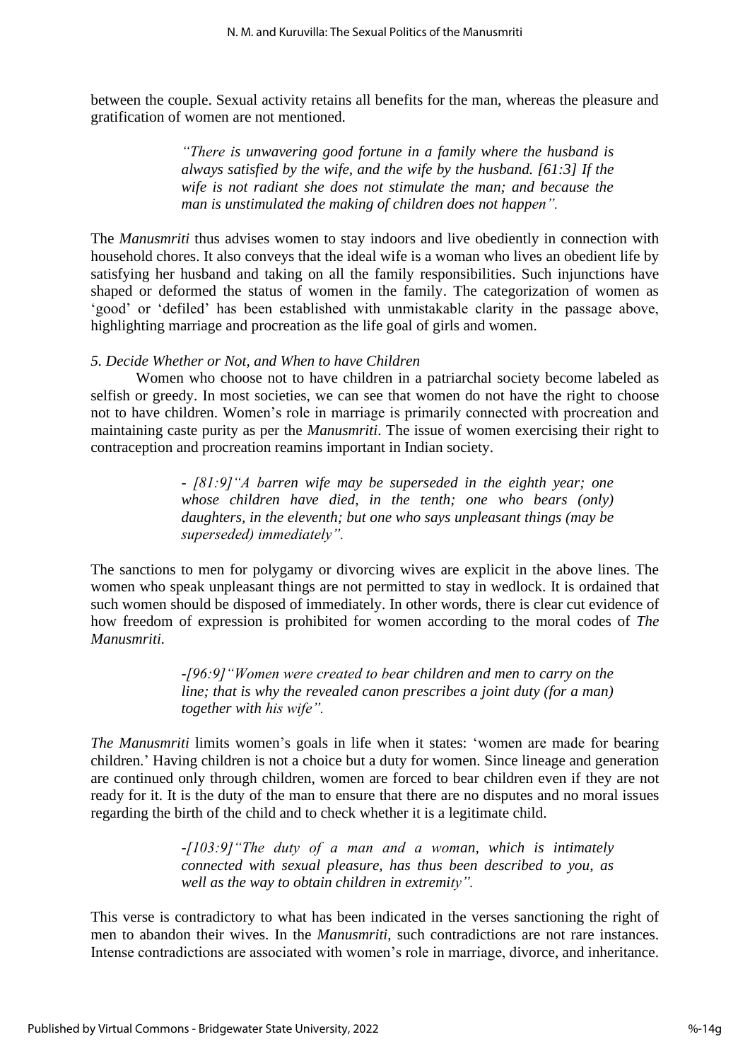between the couple. Sexual activity retains all benefits for the man, whereas the pleasure and gratification of women are not mentioned.

> *"There is unwavering good fortune in a family where the husband is always satisfied by the wife, and the wife by the husband. [61:3] If the wife is not radiant she does not stimulate the man; and because the man is unstimulated the making of children does not happen".*

The *Manusmriti* thus advises women to stay indoors and live obediently in connection with household chores. It also conveys that the ideal wife is a woman who lives an obedient life by satisfying her husband and taking on all the family responsibilities. Such injunctions have shaped or deformed the status of women in the family. The categorization of women as 'good' or 'defiled' has been established with unmistakable clarity in the passage above, highlighting marriage and procreation as the life goal of girls and women.

*5. Decide Whether or Not, and When to have Children*

Women who choose not to have children in a patriarchal society become labeled as selfish or greedy. In most societies, we can see that women do not have the right to choose not to have children. Women's role in marriage is primarily connected with procreation and maintaining caste purity as per the *Manusmriti*. The issue of women exercising their right to contraception and procreation reamins important in Indian society.

> - *[81:9]"A barren wife may be superseded in the eighth year; one whose children have died, in the tenth; one who bears (only) daughters, in the eleventh; but one who says unpleasant things (may be superseded) immediately".*

The sanctions to men for polygamy or divorcing wives are explicit in the above lines. The women who speak unpleasant things are not permitted to stay in wedlock. It is ordained that such women should be disposed of immediately. In other words, there is clear cut evidence of how freedom of expression is prohibited for women according to the moral codes of *The Manusmriti.*

> -*[96:9]"Women were created to bear children and men to carry on the line; that is why the revealed canon prescribes a joint duty (for a man) together with his wife".*

*The Manusmriti* limits women's goals in life when it states: 'women are made for bearing children.' Having children is not a choice but a duty for women. Since lineage and generation are continued only through children, women are forced to bear children even if they are not ready for it. It is the duty of the man to ensure that there are no disputes and no moral issues regarding the birth of the child and to check whether it is a legitimate child.

> -*[103:9]"The duty of a man and a woman, which is intimately connected with sexual pleasure, has thus been described to you, as well as the way to obtain children in extremity".*

This verse is contradictory to what has been indicated in the verses sanctioning the right of men to abandon their wives. In the *Manusmriti*, such contradictions are not rare instances. Intense contradictions are associated with women's role in marriage, divorce, and inheritance.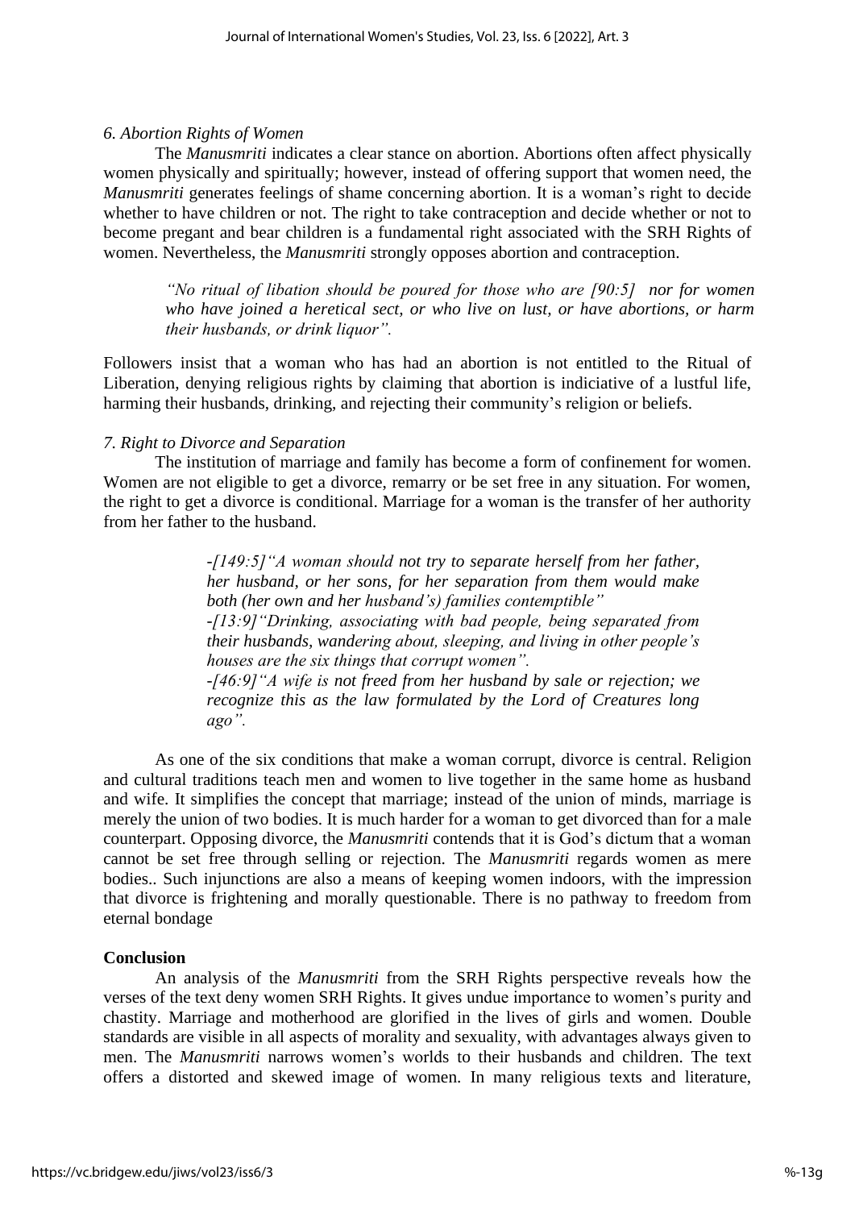*6. Abortion Rights of Women*

The *Manusmriti* indicates a clear stance on abortion. Abortions often affect physically women physically and spiritually; however, instead of offering support that women need, the *Manusmriti* generates feelings of shame concerning abortion. It is a woman's right to decide whether to have children or not. The right to take contraception and decide whether or not to become pregant and bear children is a fundamental right associated with the SRH Rights of women. Nevertheless, the *Manusmriti* strongly opposes abortion and contraception.

> *"No ritual of libation should be poured for those who are [90:5] nor for women who have joined a heretical sect, or who live on lust, or have abortions, or harm their husbands, or drink liquor".*

Followers insist that a woman who has had an abortion is not entitled to the Ritual of Liberation, denying religious rights by claiming that abortion is indiciative of a lustful life, harming their husbands, drinking, and rejecting their community's religion or beliefs.

*7. Right to Divorce and Separation*

The institution of marriage and family has become a form of confinement for women. Women are not eligible to get a divorce, remarry or be set free in any situation. For women, the right to get a divorce is conditional. Marriage for a woman is the transfer of her authority from her father to the husband.

> *-[149:5]"A woman should not try to separate herself from her father, her husband, or her sons, for her separation from them would make both (her own and her husband's) families contemptible"*
>
> *-[13:9]"Drinking, associating with bad people, being separated from their husbands, wandering about, sleeping, and living in other people's houses are the six things that corrupt women".*
>
> *-[46:9]"A wife is not freed from her husband by sale or rejection; we recognize this as the law formulated by the Lord of Creatures long ago".*

As one of the six conditions that make a woman corrupt, divorce is central. Religion and cultural traditions teach men and women to live together in the same home as husband and wife. It simplifies the concept that marriage; instead of the union of minds, marriage is merely the union of two bodies. It is much harder for a woman to get divorced than for a male counterpart. Opposing divorce, the *Manusmriti* contends that it is God's dictum that a woman cannot be set free through selling or rejection. The *Manusmriti* regards women as mere bodies.. Such injunctions are also a means of keeping women indoors, with the impression that divorce is frightening and morally questionable. There is no pathway to freedom from eternal bondage

**Conclusion**

An analysis of the *Manusmriti* from the SRH Rights perspective reveals how the verses of the text deny women SRH Rights. It gives undue importance to women's purity and chastity. Marriage and motherhood are glorified in the lives of girls and women. Double standards are visible in all aspects of morality and sexuality, with advantages always given to men. The *Manusmriti* narrows women's worlds to their husbands and children. The text offers a distorted and skewed image of women. In many religious texts and literature,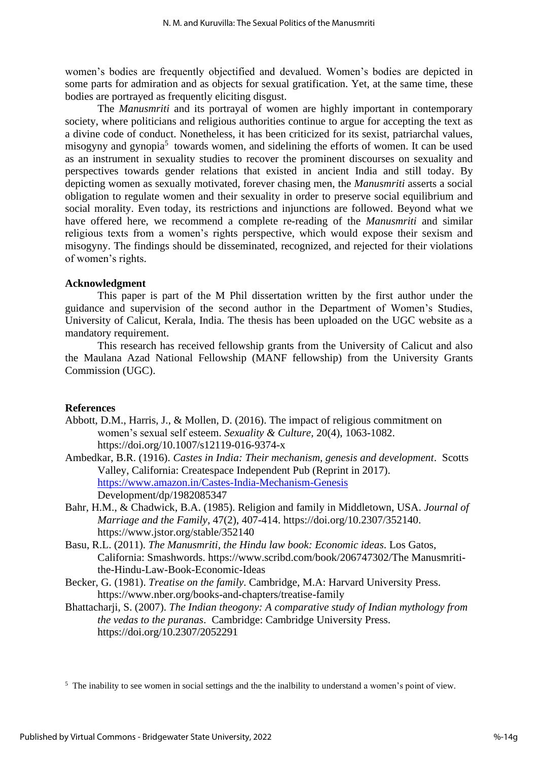women's bodies are frequently objectified and devalued. Women's bodies are depicted in some parts for admiration and as objects for sexual gratification. Yet, at the same time, these bodies are portrayed as frequently eliciting disgust.

The *Manusmriti* and its portrayal of women are highly important in contemporary society, where politicians and religious authorities continue to argue for accepting the text as a divine code of conduct. Nonetheless, it has been criticized for its sexist, patriarchal values, misogyny and gynopia[5] towards women, and sidelining the efforts of women. It can be used as an instrument in sexuality studies to recover the prominent discourses on sexuality and perspectives towards gender relations that existed in ancient India and still today. By depicting women as sexually motivated, forever chasing men, the *Manusmriti* asserts a social obligation to regulate women and their sexuality in order to preserve social equilibrium and social morality. Even today, its restrictions and injunctions are followed. Beyond what we have offered here, we recommend a complete re-reading of the *Manusmriti* and similar religious texts from a women's rights perspective, which would expose their sexism and misogyny. The findings should be disseminated, recognized, and rejected for their violations of women's rights.

**Acknowledgment**

This paper is part of the M Phil dissertation written by the first author under the guidance and supervision of the second author in the Department of Women's Studies, University of Calicut, Kerala, India. The thesis has been uploaded on the UGC website as a mandatory requirement.

This research has received fellowship grants from the University of Calicut and also the Maulana Azad National Fellowship (MANF fellowship) from the University Grants Commission (UGC).

**References**

Abbott, D.M., Harris, J., & Mollen, D. (2016). The impact of religious commitment on women's sexual self esteem. *Sexuality & Culture*, 20(4), 1063-1082. https://doi.org/10.1007/s12119-016-9374-x

Ambedkar, B.R. (1916). *Castes in India: Their mechanism, genesis and development*. Scotts Valley, California: Createspace Independent Pub (Reprint in 2017). https://www.amazon.in/Castes-India-Mechanism-Genesis Development/dp/1982085347

Bahr, H.M., & Chadwick, B.A. (1985). Religion and family in Middletown, USA. *Journal of Marriage and the Family*, 47(2), 407-414. https://doi.org/10.2307/352140. https://www.jstor.org/stable/352140

Basu, R.L. (2011). *The Manusmriti, the Hindu law book: Economic ideas*. Los Gatos, California: Smashwords. https://www.scribd.com/book/206747302/The Manusmriti-the-Hindu-Law-Book-Economic-Ideas

Becker, G. (1981). *Treatise on the family*. Cambridge, M.A: Harvard University Press. https://www.nber.org/books-and-chapters/treatise-family

Bhattacharji, S. (2007). *The Indian theogony: A comparative study of Indian mythology from the vedas to the puranas*. Cambridge: Cambridge University Press. https://doi.org/10.2307/2052291

[5] The inability to see women in social settings and the the inalbility to understand a women's point of view.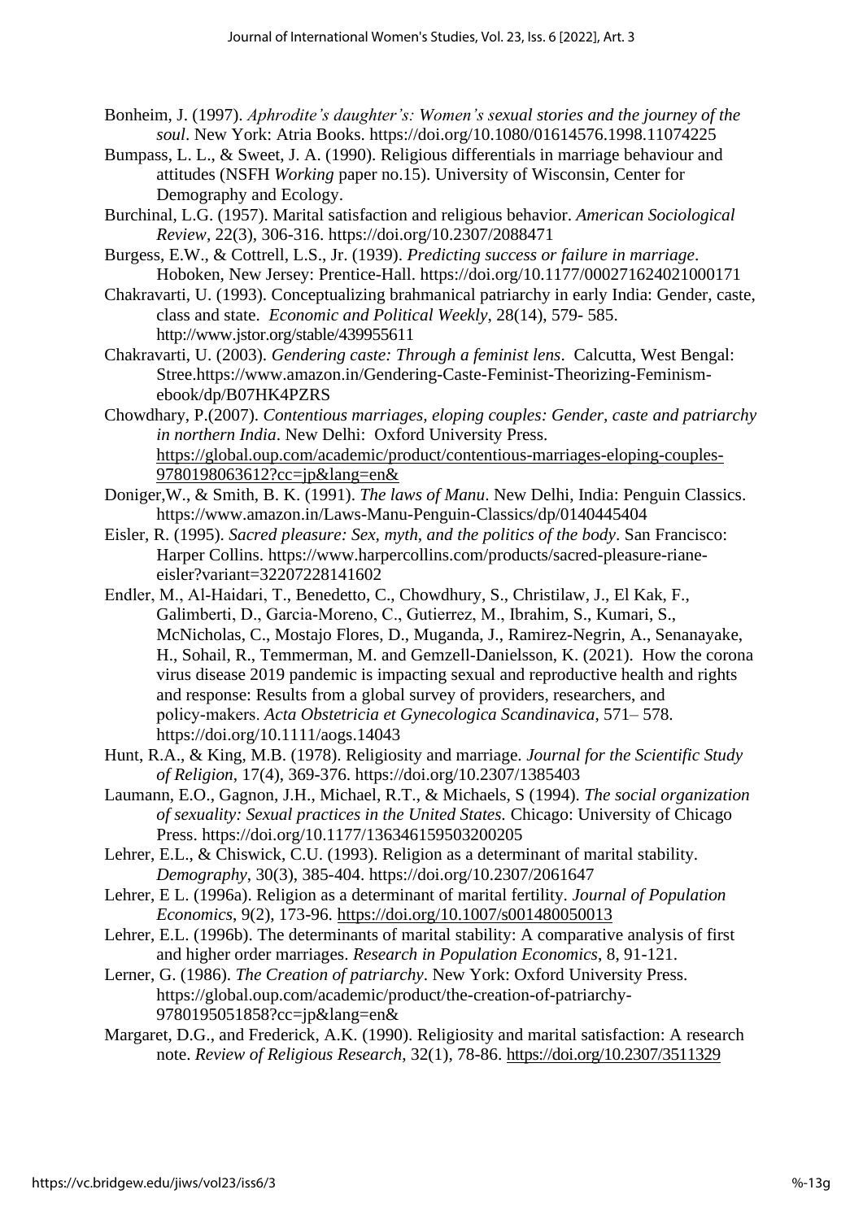Bonheim, J. (1997). *Aphrodite's daughter's: Women's sexual stories and the journey of the soul*. New York: Atria Books. https://doi.org/10.1080/01614576.1998.11074225

Bumpass, L. L., & Sweet, J. A. (1990). Religious differentials in marriage behaviour and attitudes (NSFH *Working* paper no.15). University of Wisconsin, Center for Demography and Ecology.

Burchinal, L.G. (1957). Marital satisfaction and religious behavior. *American Sociological Review*, 22(3), 306-316. https://doi.org/10.2307/2088471

Burgess, E.W., & Cottrell, L.S., Jr. (1939). *Predicting success or failure in marriage*. Hoboken, New Jersey: Prentice-Hall. https://doi.org/10.1177/000271624021000171

Chakravarti, U. (1993). Conceptualizing brahmanical patriarchy in early India: Gender, caste, class and state. *Economic and Political Weekly*, 28(14), 579- 585. http://www.jstor.org/stable/439955611

Chakravarti, U. (2003). *Gendering caste: Through a feminist lens*. Calcutta, West Bengal: Stree.https://www.amazon.in/Gendering-Caste-Feminist-Theorizing-Feminism-ebook/dp/B07HK4PZRS

Chowdhary, P.(2007). *Contentious marriages, eloping couples: Gender, caste and patriarchy in northern India*. New Delhi: Oxford University Press. https://global.oup.com/academic/product/contentious-marriages-eloping-couples-9780198063612?cc=jp&lang=en&

Doniger,W., & Smith, B. K. (1991). *The laws of Manu*. New Delhi, India: Penguin Classics. https://www.amazon.in/Laws-Manu-Penguin-Classics/dp/0140445404

Eisler, R. (1995). *Sacred pleasure: Sex, myth, and the politics of the body*. San Francisco: Harper Collins. https://www.harpercollins.com/products/sacred-pleasure-riane-eisler?variant=32207228141602

Endler, M., Al-Haidari, T., Benedetto, C., Chowdhury, S., Christilaw, J., El Kak, F., Galimberti, D., Garcia-Moreno, C., Gutierrez, M., Ibrahim, S., Kumari, S., McNicholas, C., Mostajo Flores, D., Muganda, J., Ramirez-Negrin, A., Senanayake, H., Sohail, R., Temmerman, M. and Gemzell-Danielsson, K. (2021). How the corona virus disease 2019 pandemic is impacting sexual and reproductive health and rights and response: Results from a global survey of providers, researchers, and policy-makers. *Acta Obstetricia et Gynecologica Scandinavica*, 571– 578. https://doi.org/10.1111/aogs.14043

Hunt, R.A., & King, M.B. (1978). Religiosity and marriage. *Journal for the Scientific Study of Religion*, 17(4), 369-376. https://doi.org/10.2307/1385403

Laumann, E.O., Gagnon, J.H., Michael, R.T., & Michaels, S (1994). *The social organization of sexuality: Sexual practices in the United States.* Chicago: University of Chicago Press. https://doi.org/10.1177/136346159503200205

Lehrer, E.L., & Chiswick, C.U. (1993). Religion as a determinant of marital stability. *Demography*, 30(3), 385-404. https://doi.org/10.2307/2061647

Lehrer, E L. (1996a). Religion as a determinant of marital fertility. *Journal of Population Economics*, 9(2), 173-96. https://doi.org/10.1007/s001480050013

Lehrer, E.L. (1996b). The determinants of marital stability: A comparative analysis of first and higher order marriages. *Research in Population Economics*, 8, 91-121.

Lerner, G. (1986). *The Creation of patriarchy*. New York: Oxford University Press. https://global.oup.com/academic/product/the-creation-of-patriarchy-9780195051858?cc=jp&lang=en&

Margaret, D.G., and Frederick, A.K. (1990). Religiosity and marital satisfaction: A research note. *Review of Religious Research*, 32(1), 78-86. https://doi.org/10.2307/3511329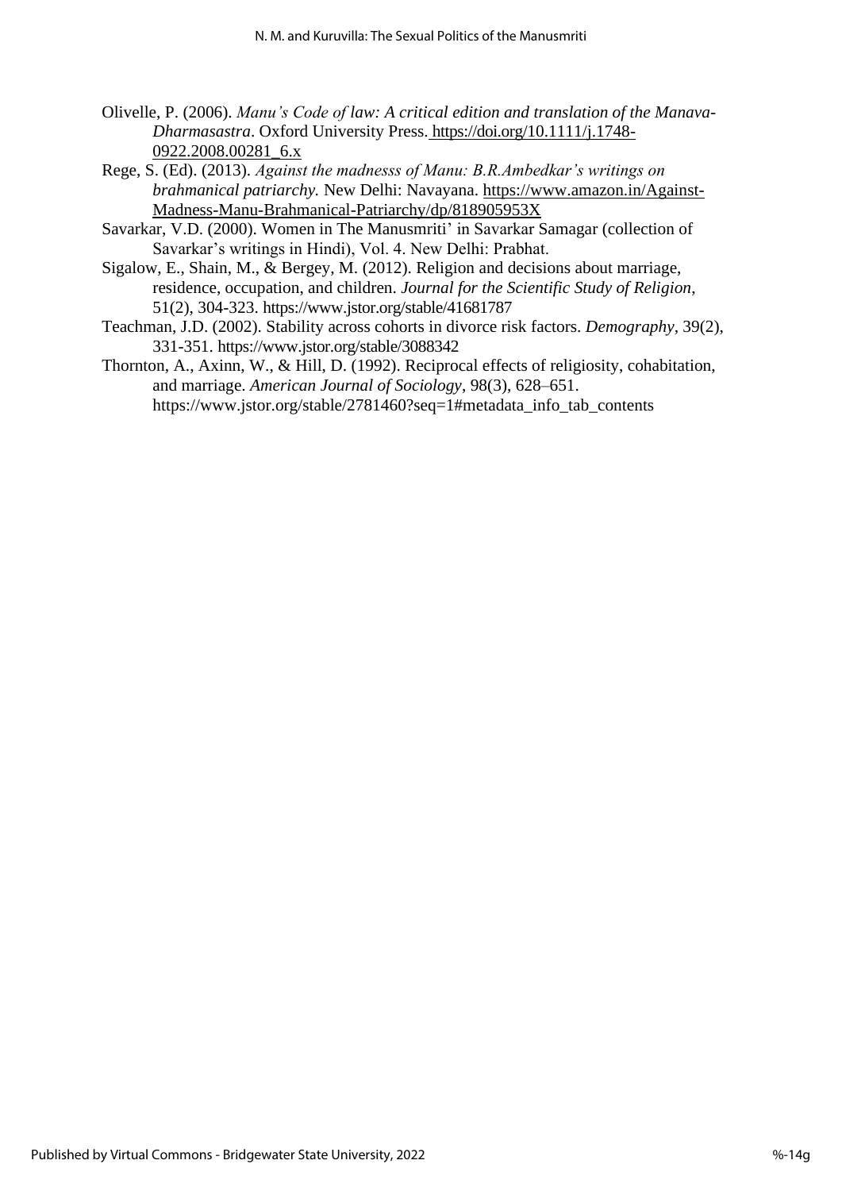Olivelle, P. (2006). *Manu's Code of law: A critical edition and translation of the Manava-Dharmasastra*. Oxford University Press. https://doi.org/10.1111/j.1748-0922.2008.00281_6.x

Rege, S. (Ed). (2013). *Against the madnesss of Manu: B.R.Ambedkar's writings on brahmanical patriarchy.* New Delhi: Navayana. https://www.amazon.in/Against-Madness-Manu-Brahmanical-Patriarchy/dp/818905953X

Savarkar, V.D. (2000). Women in The Manusmriti' in Savarkar Samagar (collection of Savarkar's writings in Hindi), Vol. 4. New Delhi: Prabhat.

Sigalow, E., Shain, M., & Bergey, M. (2012). Religion and decisions about marriage, residence, occupation, and children. *Journal for the Scientific Study of Religion*, 51(2), 304-323. https://www.jstor.org/stable/41681787

Teachman, J.D. (2002). Stability across cohorts in divorce risk factors. *Demography*, 39(2), 331-351. https://www.jstor.org/stable/3088342

Thornton, A., Axinn, W., & Hill, D. (1992). Reciprocal effects of religiosity, cohabitation, and marriage. *American Journal of Sociology*, 98(3), 628–651. https://www.jstor.org/stable/2781460?seq=1#metadata_info_tab_contents